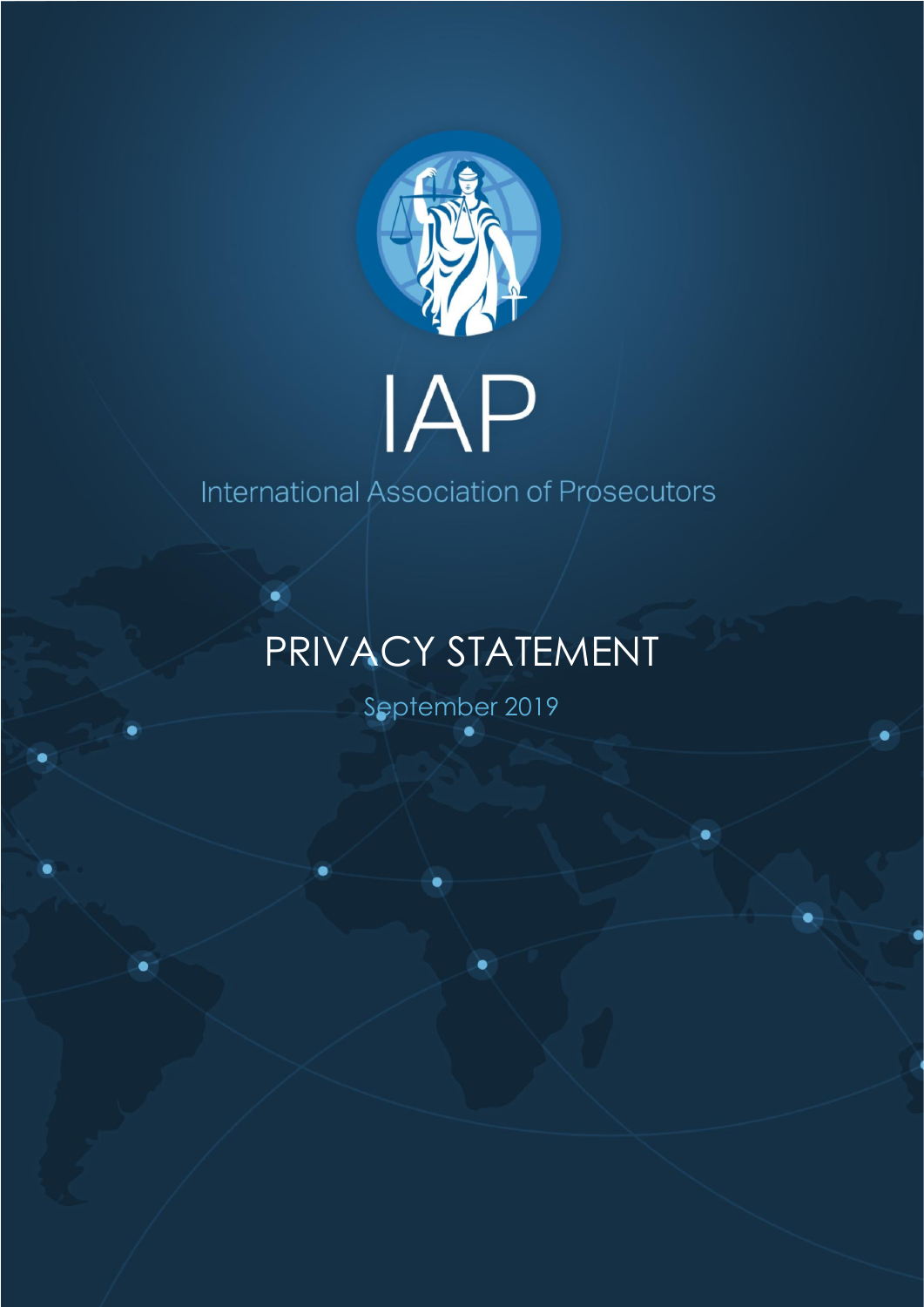# IAP

International Association of Prosecutors

## PRIVACY STATEMENT

September 2019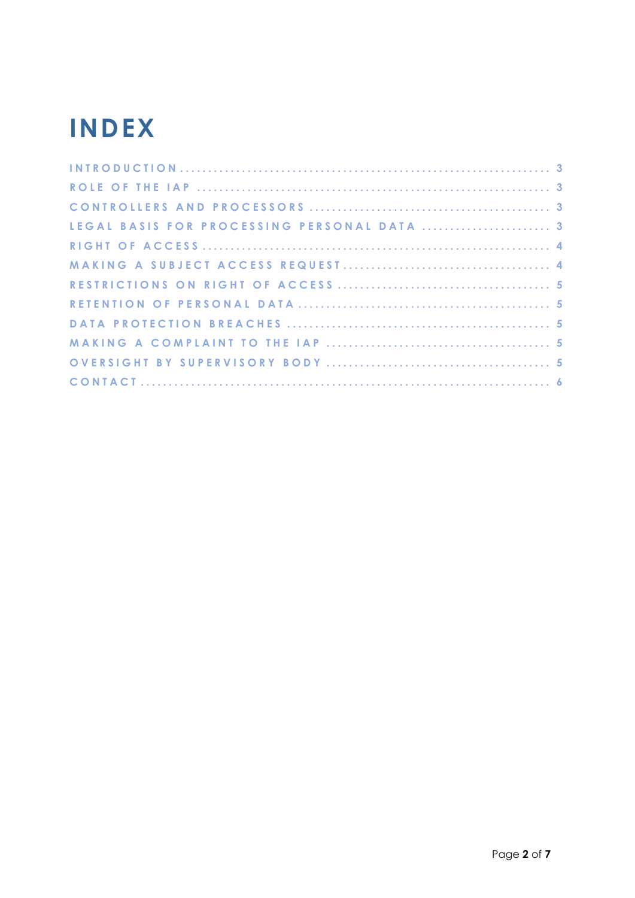# INDEX

INTRODUCTION ........................................................................ 3
ROLE OF THE IAP ..................................................................... 3
CONTROLLERS AND PROCESSORS ...................................................... 3
LEGAL BASIS FOR PROCESSING PERSONAL DATA ...................................... 3
RIGHT OF ACCESS ..................................................................... 4
MAKING A SUBJECT ACCESS REQUEST ................................................. 4
RESTRICTIONS ON RIGHT OF ACCESS ................................................. 5
RETENTION OF PERSONAL DATA ......................................................... 5
DATA PROTECTION BREACHES ........................................................... 5
MAKING A COMPLAINT TO THE IAP ...................................................... 5
OVERSIGHT BY SUPERVISORY BODY ..................................................... 5
CONTACT ................................................................................ 6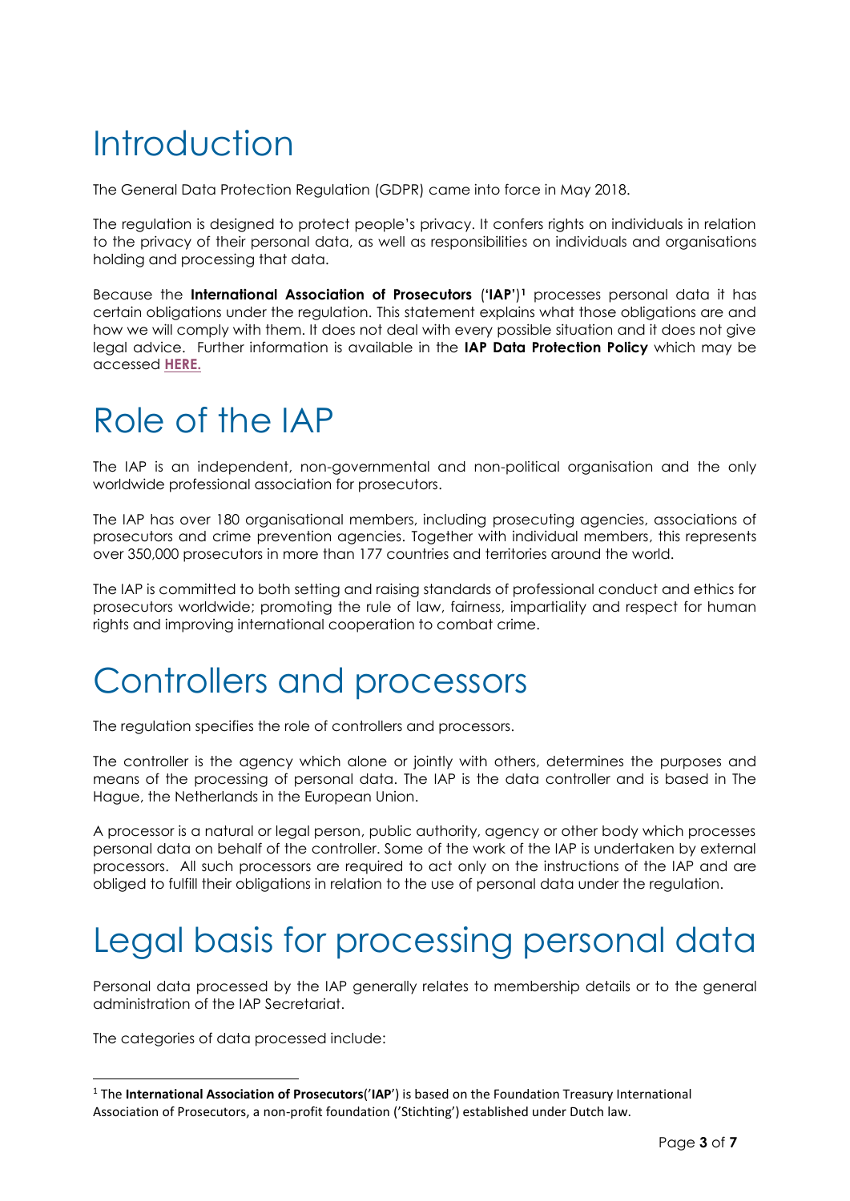# Introduction

The General Data Protection Regulation (GDPR) came into force in May 2018.

The regulation is designed to protect people's privacy. It confers rights on individuals in relation to the privacy of their personal data, as well as responsibilities on individuals and organisations holding and processing that data.

Because the **International Association of Prosecutors** (**'IAP'**)[1] processes personal data it has certain obligations under the regulation. This statement explains what those obligations are and how we will comply with them. It does not deal with every possible situation and it does not give legal advice. Further information is available in the **IAP Data Protection Policy** which may be accessed **HERE.**

# Role of the IAP

The IAP is an independent, non-governmental and non-political organisation and the only worldwide professional association for prosecutors.

The IAP has over 180 organisational members, including prosecuting agencies, associations of prosecutors and crime prevention agencies. Together with individual members, this represents over 350,000 prosecutors in more than 177 countries and territories around the world.

The IAP is committed to both setting and raising standards of professional conduct and ethics for prosecutors worldwide; promoting the rule of law, fairness, impartiality and respect for human rights and improving international cooperation to combat crime.

# Controllers and processors

The regulation specifies the role of controllers and processors.

The controller is the agency which alone or jointly with others, determines the purposes and means of the processing of personal data. The IAP is the data controller and is based in The Hague, the Netherlands in the European Union.

A processor is a natural or legal person, public authority, agency or other body which processes personal data on behalf of the controller. Some of the work of the IAP is undertaken by external processors. All such processors are required to act only on the instructions of the IAP and are obliged to fulfill their obligations in relation to the use of personal data under the regulation.

# Legal basis for processing personal data

Personal data processed by the IAP generally relates to membership details or to the general administration of the IAP Secretariat.

The categories of data processed include:

[1] The **International Association of Prosecutors**('**IAP**') is based on the Foundation Treasury International Association of Prosecutors, a non-profit foundation ('Stichting') established under Dutch law.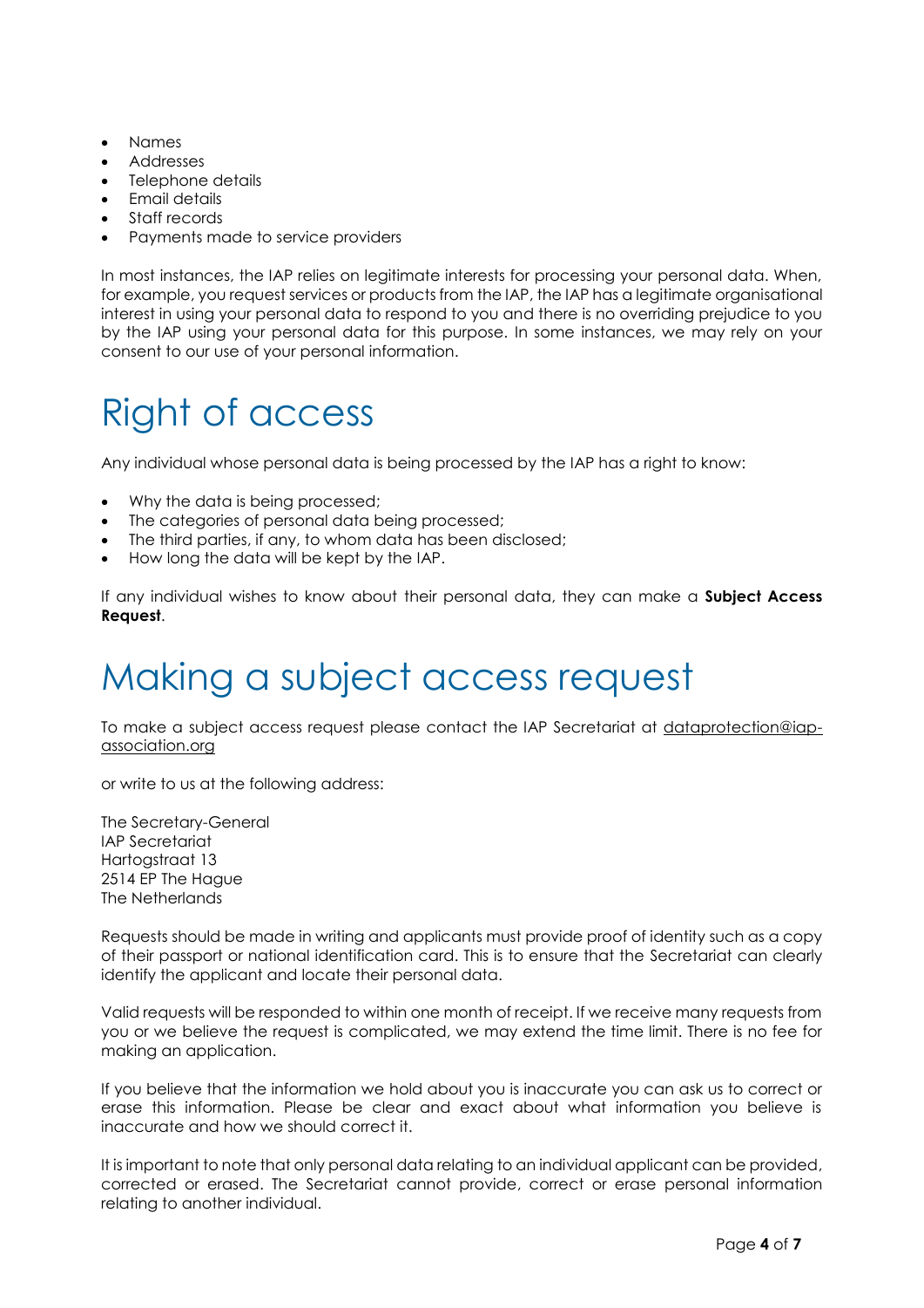- Names
- Addresses
- Telephone details
- Email details
- Staff records
- Payments made to service providers

In most instances, the IAP relies on legitimate interests for processing your personal data. When, for example, you request services or products from the IAP, the IAP has a legitimate organisational interest in using your personal data to respond to you and there is no overriding prejudice to you by the IAP using your personal data for this purpose. In some instances, we may rely on your consent to our use of your personal information.

# Right of access

Any individual whose personal data is being processed by the IAP has a right to know:

- Why the data is being processed;
- The categories of personal data being processed;
- The third parties, if any, to whom data has been disclosed;
- How long the data will be kept by the IAP.

If any individual wishes to know about their personal data, they can make a **Subject Access Request**.

# Making a subject access request

To make a subject access request please contact the IAP Secretariat at dataprotection@iap-association.org

or write to us at the following address:

The Secretary-General
IAP Secretariat
Hartogstraat 13
2514 EP The Hague
The Netherlands

Requests should be made in writing and applicants must provide proof of identity such as a copy of their passport or national identification card. This is to ensure that the Secretariat can clearly identify the applicant and locate their personal data.

Valid requests will be responded to within one month of receipt. If we receive many requests from you or we believe the request is complicated, we may extend the time limit. There is no fee for making an application.

If you believe that the information we hold about you is inaccurate you can ask us to correct or erase this information. Please be clear and exact about what information you believe is inaccurate and how we should correct it.

It is important to note that only personal data relating to an individual applicant can be provided, corrected or erased. The Secretariat cannot provide, correct or erase personal information relating to another individual.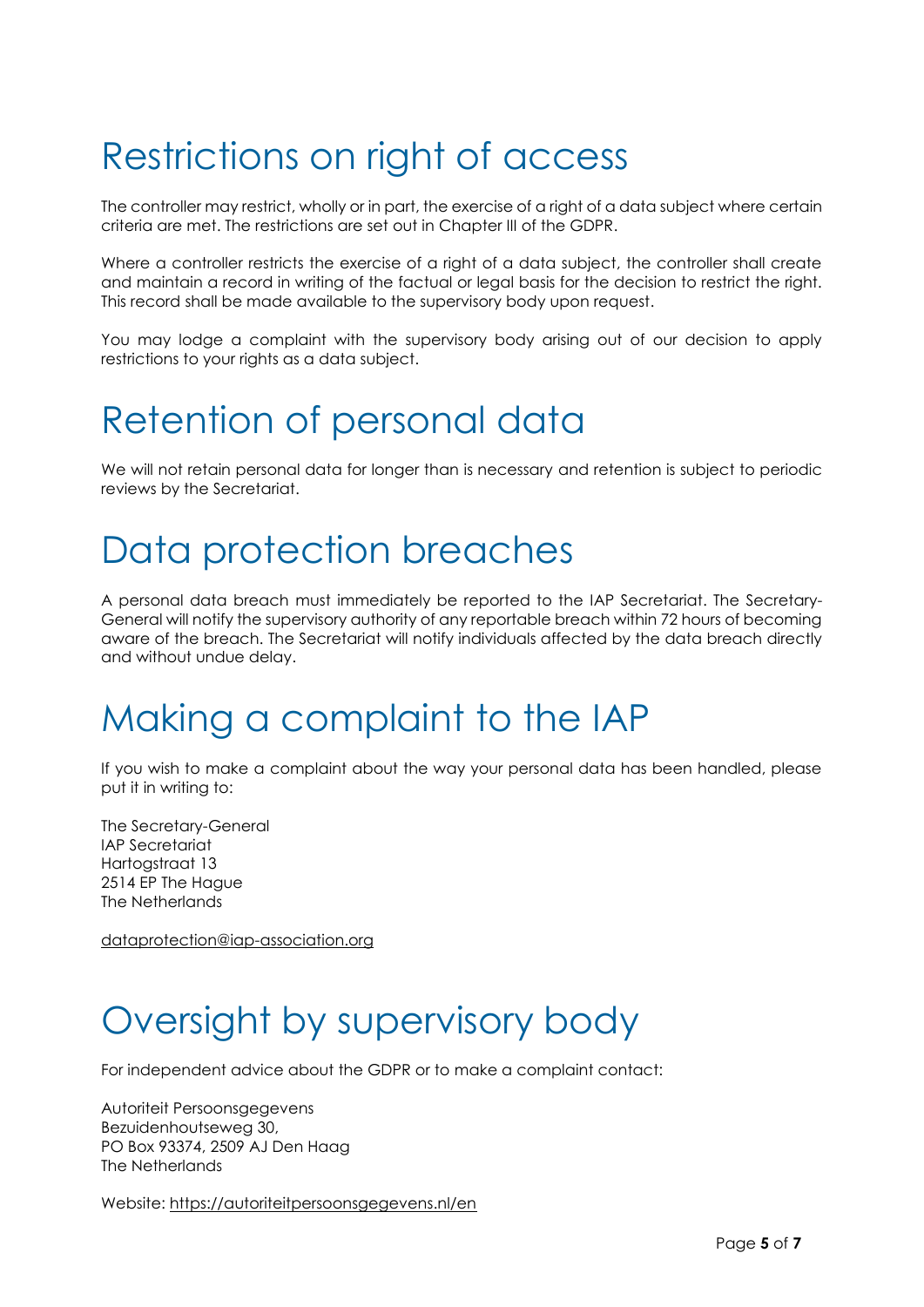# Restrictions on right of access

The controller may restrict, wholly or in part, the exercise of a right of a data subject where certain criteria are met. The restrictions are set out in Chapter III of the GDPR.

Where a controller restricts the exercise of a right of a data subject, the controller shall create and maintain a record in writing of the factual or legal basis for the decision to restrict the right. This record shall be made available to the supervisory body upon request.

You may lodge a complaint with the supervisory body arising out of our decision to apply restrictions to your rights as a data subject.

# Retention of personal data

We will not retain personal data for longer than is necessary and retention is subject to periodic reviews by the Secretariat.

# Data protection breaches

A personal data breach must immediately be reported to the IAP Secretariat. The Secretary-General will notify the supervisory authority of any reportable breach within 72 hours of becoming aware of the breach. The Secretariat will notify individuals affected by the data breach directly and without undue delay.

# Making a complaint to the IAP

If you wish to make a complaint about the way your personal data has been handled, please put it in writing to:

The Secretary-General
IAP Secretariat
Hartogstraat 13
2514 EP The Hague
The Netherlands

dataprotection@iap-association.org

# Oversight by supervisory body

For independent advice about the GDPR or to make a complaint contact:

Autoriteit Persoonsgegevens
Bezuidenhoutseweg 30,
PO Box 93374, 2509 AJ Den Haag
The Netherlands

Website: https://autoriteitpersoonsgegevens.nl/en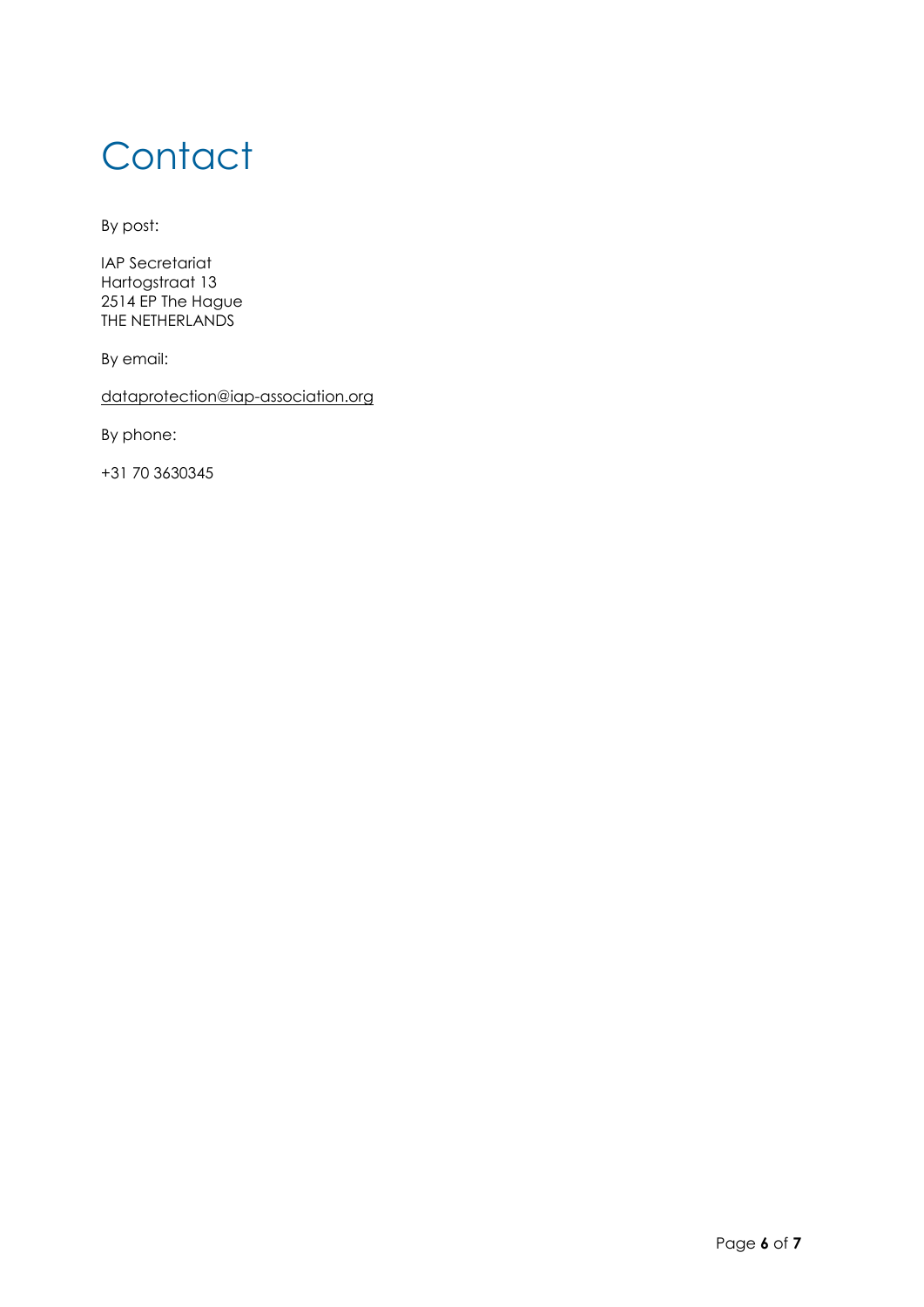# Contact

By post:

IAP Secretariat
Hartogstraat 13
2514 EP The Hague
THE NETHERLANDS

By email:

dataprotection@iap-association.org

By phone:

+31 70 3630345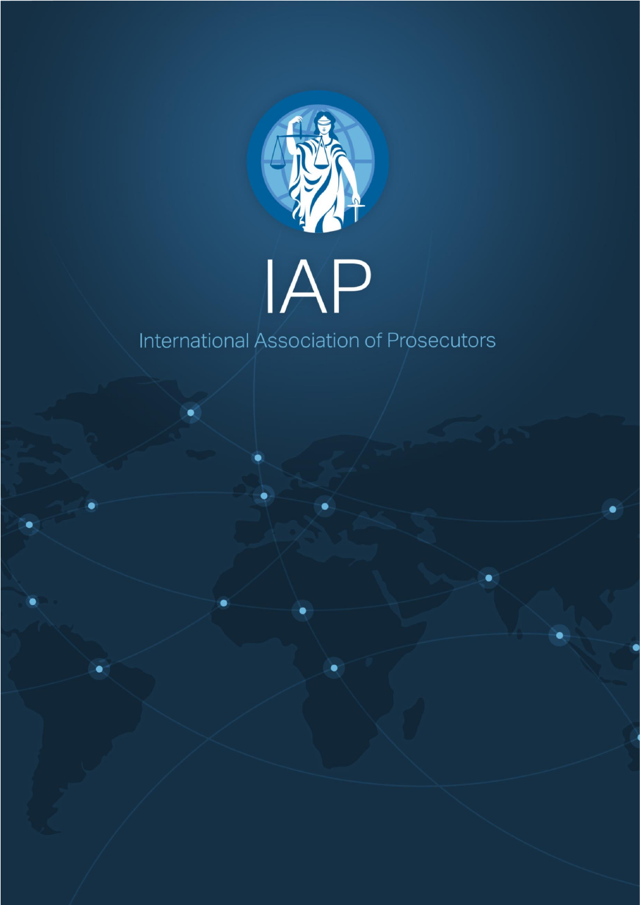IAP

International Association of Prosecutors